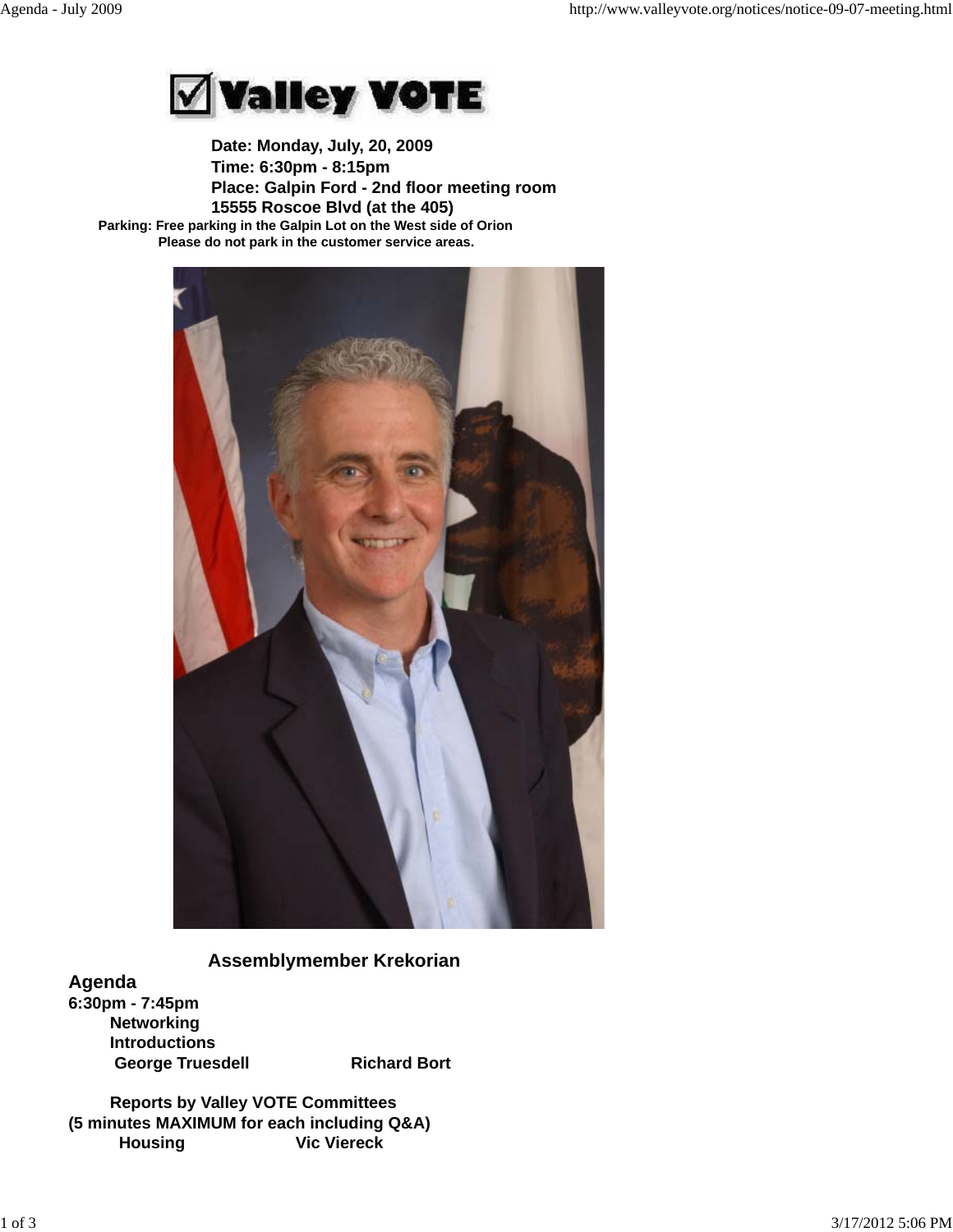# Valley VOTE

**Date: Monday, July, 20, 2009**
**Time: 6:30pm - 8:15pm**
**Place: Galpin Ford - 2nd floor meeting room**
**15555 Roscoe Blvd (at the 405)**

**Parking: Free parking in the Galpin Lot on the West side of Orion**
**Please do not park in the customer service areas.**

**Assemblymember Krekorian**

## Agenda

**6:30pm - 7:45pm**

**Networking**

**Introductions**

**George Truesdell** **Richard Bort**

**Reports by Valley VOTE Committees**
**(5 minutes MAXIMUM for each including Q&A)**

**Housing** **Vic Viereck**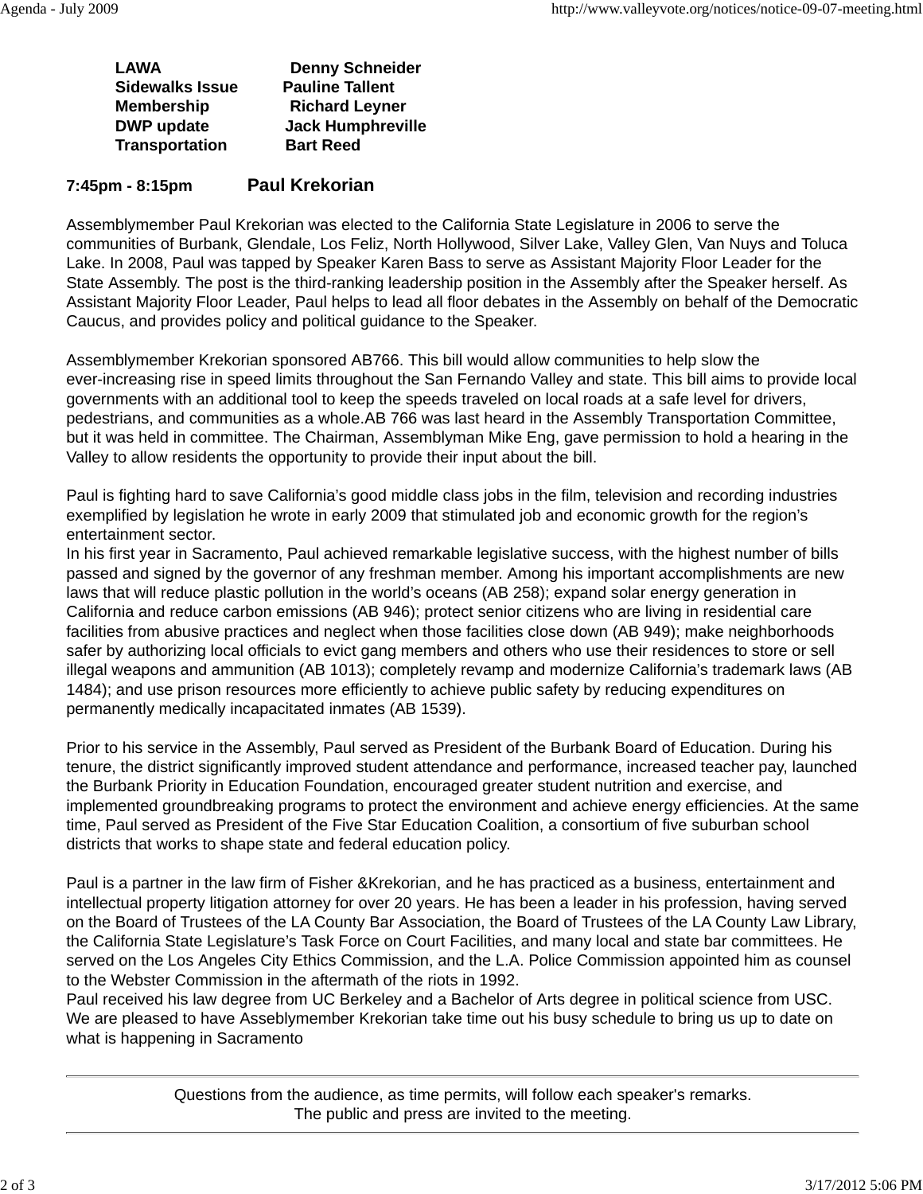| | |
|---|---|
| **LAWA** | **Denny Schneider** |
| **Sidewalks Issue** | **Pauline Tallent** |
| **Membership** | **Richard Leyner** |
| **DWP update** | **Jack Humphreville** |
| **Transportation** | **Bart Reed** |

**7:45pm - 8:15pm** **Paul Krekorian**

Assemblymember Paul Krekorian was elected to the California State Legislature in 2006 to serve the communities of Burbank, Glendale, Los Feliz, North Hollywood, Silver Lake, Valley Glen, Van Nuys and Toluca Lake. In 2008, Paul was tapped by Speaker Karen Bass to serve as Assistant Majority Floor Leader for the State Assembly. The post is the third-ranking leadership position in the Assembly after the Speaker herself. As Assistant Majority Floor Leader, Paul helps to lead all floor debates in the Assembly on behalf of the Democratic Caucus, and provides policy and political guidance to the Speaker.

Assemblymember Krekorian sponsored AB766. This bill would allow communities to help slow the ever-increasing rise in speed limits throughout the San Fernando Valley and state. This bill aims to provide local governments with an additional tool to keep the speeds traveled on local roads at a safe level for drivers, pedestrians, and communities as a whole.AB 766 was last heard in the Assembly Transportation Committee, but it was held in committee. The Chairman, Assemblyman Mike Eng, gave permission to hold a hearing in the Valley to allow residents the opportunity to provide their input about the bill.

Paul is fighting hard to save California's good middle class jobs in the film, television and recording industries exemplified by legislation he wrote in early 2009 that stimulated job and economic growth for the region's entertainment sector.
In his first year in Sacramento, Paul achieved remarkable legislative success, with the highest number of bills passed and signed by the governor of any freshman member. Among his important accomplishments are new laws that will reduce plastic pollution in the world's oceans (AB 258); expand solar energy generation in California and reduce carbon emissions (AB 946); protect senior citizens who are living in residential care facilities from abusive practices and neglect when those facilities close down (AB 949); make neighborhoods safer by authorizing local officials to evict gang members and others who use their residences to store or sell illegal weapons and ammunition (AB 1013); completely revamp and modernize California's trademark laws (AB 1484); and use prison resources more efficiently to achieve public safety by reducing expenditures on permanently medically incapacitated inmates (AB 1539).

Prior to his service in the Assembly, Paul served as President of the Burbank Board of Education. During his tenure, the district significantly improved student attendance and performance, increased teacher pay, launched the Burbank Priority in Education Foundation, encouraged greater student nutrition and exercise, and implemented groundbreaking programs to protect the environment and achieve energy efficiencies. At the same time, Paul served as President of the Five Star Education Coalition, a consortium of five suburban school districts that works to shape state and federal education policy.

Paul is a partner in the law firm of Fisher &Krekorian, and he has practiced as a business, entertainment and intellectual property litigation attorney for over 20 years. He has been a leader in his profession, having served on the Board of Trustees of the LA County Bar Association, the Board of Trustees of the LA County Law Library, the California State Legislature's Task Force on Court Facilities, and many local and state bar committees. He served on the Los Angeles City Ethics Commission, and the L.A. Police Commission appointed him as counsel to the Webster Commission in the aftermath of the riots in 1992.
Paul received his law degree from UC Berkeley and a Bachelor of Arts degree in political science from USC.
We are pleased to have Asseblymember Krekorian take time out his busy schedule to bring us up to date on what is happening in Sacramento

---

Questions from the audience, as time permits, will follow each speaker's remarks.
The public and press are invited to the meeting.

---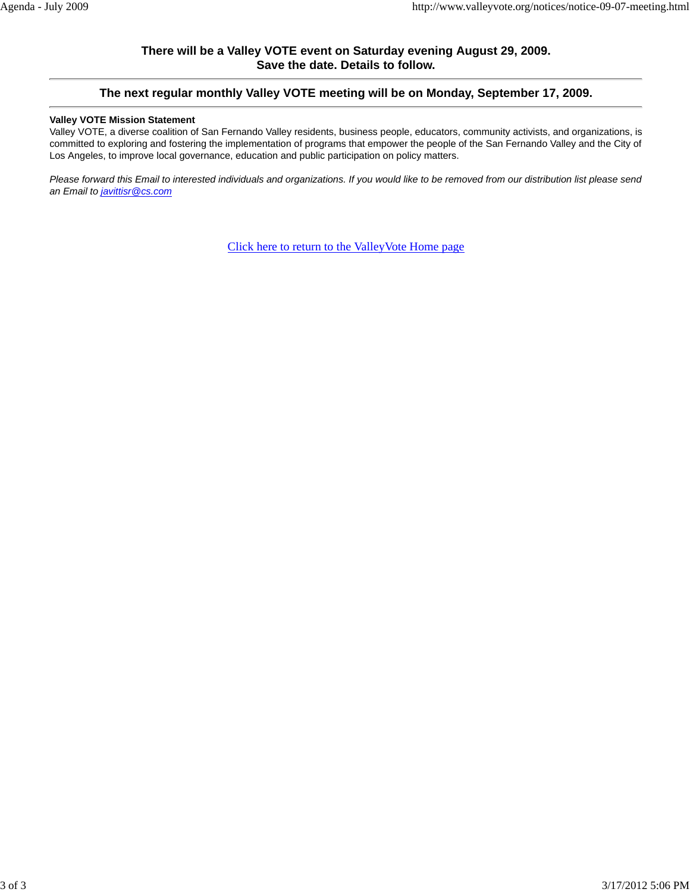**There will be a Valley VOTE event on Saturday evening August 29, 2009.
Save the date. Details to follow.**

---

**The next regular monthly Valley VOTE meeting will be on Monday, September 17, 2009.**

---

**Valley VOTE Mission Statement**
Valley VOTE, a diverse coalition of San Fernando Valley residents, business people, educators, community activists, and organizations, is committed to exploring and fostering the implementation of programs that empower the people of the San Fernando Valley and the City of Los Angeles, to improve local governance, education and public participation on policy matters.

*Please forward this Email to interested individuals and organizations. If you would like to be removed from our distribution list please send an Email to javittisr@cs.com*

Click here to return to the ValleyVote Home page